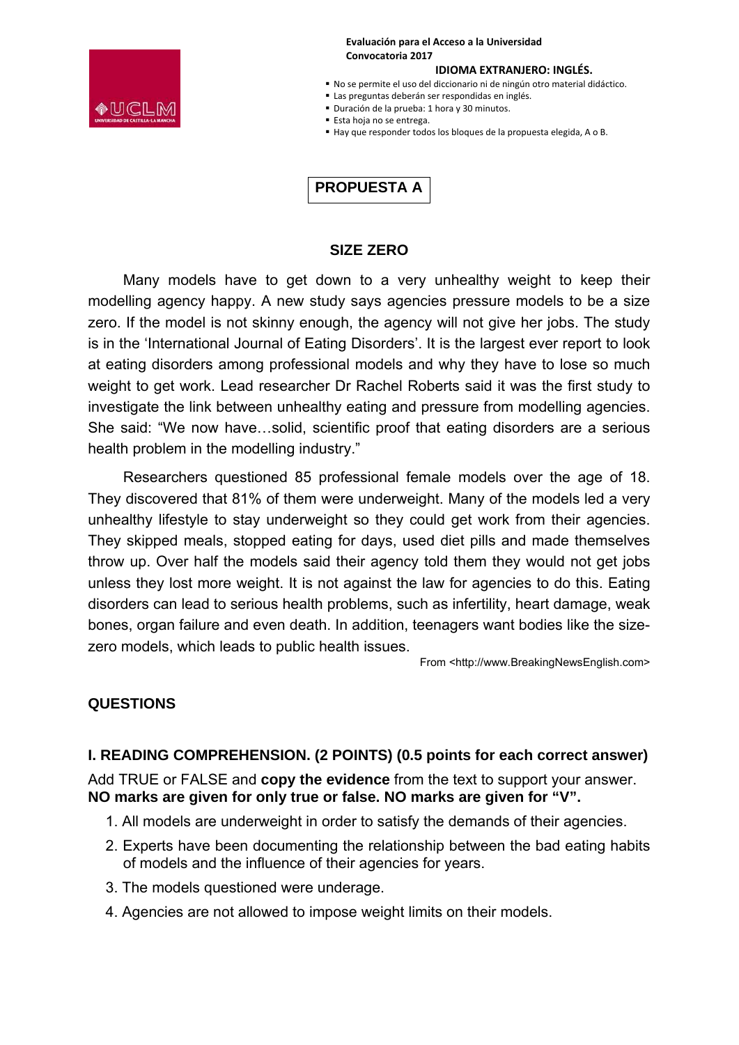**Evaluación para el Acceso a la Universidad**
**Convocatoria 2017**

**IDIOMA EXTRANJERO: INGLÉS.**

- No se permite el uso del diccionario ni de ningún otro material didáctico.
- Las preguntas deberán ser respondidas en inglés.
- Duración de la prueba: 1 hora y 30 minutos.
- Esta hoja no se entrega.
- Hay que responder todos los bloques de la propuesta elegida, A o B.

# PROPUESTA A

## SIZE ZERO

Many models have to get down to a very unhealthy weight to keep their modelling agency happy. A new study says agencies pressure models to be a size zero. If the model is not skinny enough, the agency will not give her jobs. The study is in the 'International Journal of Eating Disorders'. It is the largest ever report to look at eating disorders among professional models and why they have to lose so much weight to get work. Lead researcher Dr Rachel Roberts said it was the first study to investigate the link between unhealthy eating and pressure from modelling agencies. She said: "We now have…solid, scientific proof that eating disorders are a serious health problem in the modelling industry."

Researchers questioned 85 professional female models over the age of 18. They discovered that 81% of them were underweight. Many of the models led a very unhealthy lifestyle to stay underweight so they could get work from their agencies. They skipped meals, stopped eating for days, used diet pills and made themselves throw up. Over half the models said their agency told them they would not get jobs unless they lost more weight. It is not against the law for agencies to do this. Eating disorders can lead to serious health problems, such as infertility, heart damage, weak bones, organ failure and even death. In addition, teenagers want bodies like the size-zero models, which leads to public health issues.

From <http://www.BreakingNewsEnglish.com>

## QUESTIONS

### I. READING COMPREHENSION. (2 POINTS) (0.5 points for each correct answer)

Add TRUE or FALSE and **copy the evidence** from the text to support your answer.
**NO marks are given for only true or false. NO marks are given for "V".**

1. All models are underweight in order to satisfy the demands of their agencies.
2. Experts have been documenting the relationship between the bad eating habits of models and the influence of their agencies for years.
3. The models questioned were underage.
4. Agencies are not allowed to impose weight limits on their models.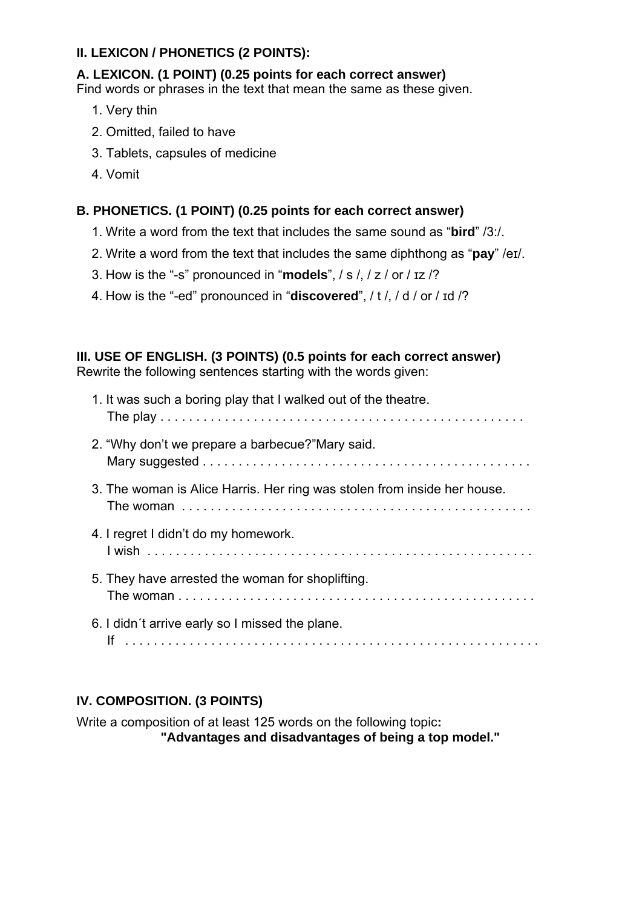## II. LEXICON / PHONETICS (2 POINTS):

### A. LEXICON. (1 POINT) (0.25 points for each correct answer)

Find words or phrases in the text that mean the same as these given.

1. Very thin
2. Omitted, failed to have
3. Tablets, capsules of medicine
4. Vomit

### B. PHONETICS. (1 POINT) (0.25 points for each correct answer)

1. Write a word from the text that includes the same sound as "**bird**" /3:/.
2. Write a word from the text that includes the same diphthong as "**pay**" /eɪ/.
3. How is the "-s" pronounced in "**models**", / s /, / z / or / ɪz /?
4. How is the "-ed" pronounced in "**discovered**", / t /, / d / or / ɪd /?

## III. USE OF ENGLISH. (3 POINTS) (0.5 points for each correct answer)

Rewrite the following sentences starting with the words given:

1. It was such a boring play that I walked out of the theatre.
   The play . . . . . . . . . . . . . . . . . . . . . . . . . . . . . . . . . . . . . . . . . . . . . . . . .
2. "Why don't we prepare a barbecue?"Mary said.
   Mary suggested . . . . . . . . . . . . . . . . . . . . . . . . . . . . . . . . . . . . . . . . . . . . .
3. The woman is Alice Harris. Her ring was stolen from inside her house.
   The woman . . . . . . . . . . . . . . . . . . . . . . . . . . . . . . . . . . . . . . . . . . . . . . . . .
4. I regret I didn't do my homework.
   I wish . . . . . . . . . . . . . . . . . . . . . . . . . . . . . . . . . . . . . . . . . . . . . . . . . . . . .
5. They have arrested the woman for shoplifting.
   The woman . . . . . . . . . . . . . . . . . . . . . . . . . . . . . . . . . . . . . . . . . . . . . . . . . .
6. I didn´t arrive early so I missed the plane.
   If . . . . . . . . . . . . . . . . . . . . . . . . . . . . . . . . . . . . . . . . . . . . . . . . . . . . . . . .

## IV. COMPOSITION. (3 POINTS)

Write a composition of at least 125 words on the following topic**:**

**"Advantages and disadvantages of being a top model."**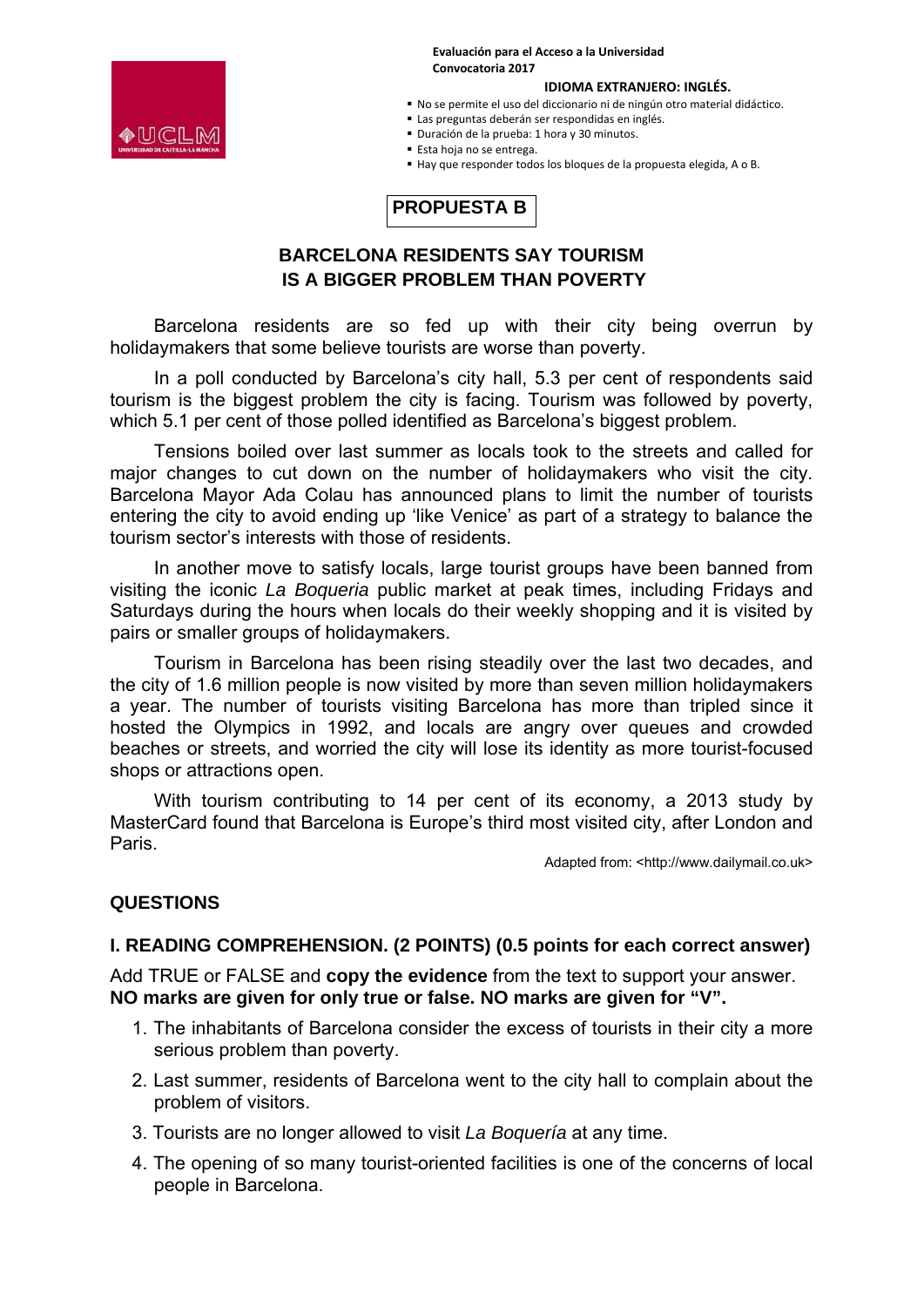**Evaluación para el Acceso a la Universidad**
**Convocatoria 2017**

**IDIOMA EXTRANJERO: INGLÉS.**

- No se permite el uso del diccionario ni de ningún otro material didáctico.
- Las preguntas deberán ser respondidas en inglés.
- Duración de la prueba: 1 hora y 30 minutos.
- Esta hoja no se entrega.
- Hay que responder todos los bloques de la propuesta elegida, A o B.

## PROPUESTA B

## BARCELONA RESIDENTS SAY TOURISM IS A BIGGER PROBLEM THAN POVERTY

Barcelona residents are so fed up with their city being overrun by holidaymakers that some believe tourists are worse than poverty.

In a poll conducted by Barcelona's city hall, 5.3 per cent of respondents said tourism is the biggest problem the city is facing. Tourism was followed by poverty, which 5.1 per cent of those polled identified as Barcelona's biggest problem.

Tensions boiled over last summer as locals took to the streets and called for major changes to cut down on the number of holidaymakers who visit the city. Barcelona Mayor Ada Colau has announced plans to limit the number of tourists entering the city to avoid ending up 'like Venice' as part of a strategy to balance the tourism sector's interests with those of residents.

In another move to satisfy locals, large tourist groups have been banned from visiting the iconic *La Boqueria* public market at peak times, including Fridays and Saturdays during the hours when locals do their weekly shopping and it is visited by pairs or smaller groups of holidaymakers.

Tourism in Barcelona has been rising steadily over the last two decades, and the city of 1.6 million people is now visited by more than seven million holidaymakers a year. The number of tourists visiting Barcelona has more than tripled since it hosted the Olympics in 1992, and locals are angry over queues and crowded beaches or streets, and worried the city will lose its identity as more tourist-focused shops or attractions open.

With tourism contributing to 14 per cent of its economy, a 2013 study by MasterCard found that Barcelona is Europe's third most visited city, after London and Paris.

Adapted from: <http://www.dailymail.co.uk>

### QUESTIONS

### I. READING COMPREHENSION. (2 POINTS) (0.5 points for each correct answer)

Add TRUE or FALSE and **copy the evidence** from the text to support your answer. **NO marks are given for only true or false. NO marks are given for "V".**

1. The inhabitants of Barcelona consider the excess of tourists in their city a more serious problem than poverty.
2. Last summer, residents of Barcelona went to the city hall to complain about the problem of visitors.
3. Tourists are no longer allowed to visit *La Boquería* at any time.
4. The opening of so many tourist-oriented facilities is one of the concerns of local people in Barcelona.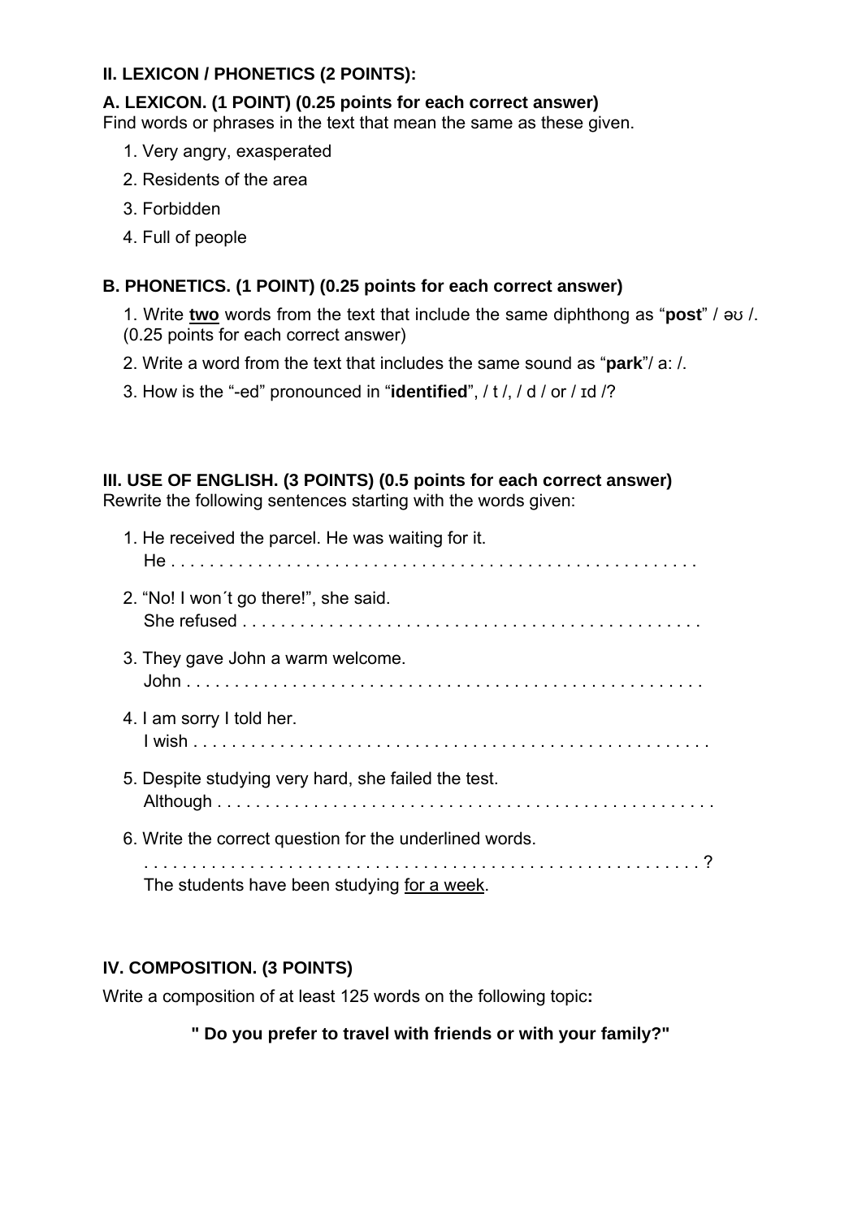### II. LEXICON / PHONETICS (2 POINTS):

**A. LEXICON. (1 POINT) (0.25 points for each correct answer)**
Find words or phrases in the text that mean the same as these given.

1. Very angry, exasperated
2. Residents of the area
3. Forbidden
4. Full of people

**B. PHONETICS. (1 POINT) (0.25 points for each correct answer)**

1. Write **two** words from the text that include the same diphthong as "**post**" / əʊ /. (0.25 points for each correct answer)
2. Write a word from the text that includes the same sound as "**park**"/ a: /.
3. How is the "-ed" pronounced in "**identified**", / t /, / d / or / ɪd /?

### III. USE OF ENGLISH. (3 POINTS) (0.5 points for each correct answer)

Rewrite the following sentences starting with the words given:

1. He received the parcel. He was waiting for it.
   He . . . . . . . . . . . . . . . . . . . . . . . . . . . . . . . . . . . . . . . . . . . . . . . . . . . . .
2. "No! I won´t go there!", she said.
   She refused . . . . . . . . . . . . . . . . . . . . . . . . . . . . . . . . . . . . . . . . . . . . . . . .
3. They gave John a warm welcome.
   John . . . . . . . . . . . . . . . . . . . . . . . . . . . . . . . . . . . . . . . . . . . . . . . . . . . . .
4. I am sorry I told her.
   I wish . . . . . . . . . . . . . . . . . . . . . . . . . . . . . . . . . . . . . . . . . . . . . . . . . . . . .
5. Despite studying very hard, she failed the test.
   Although . . . . . . . . . . . . . . . . . . . . . . . . . . . . . . . . . . . . . . . . . . . . . . . . . . .
6. Write the correct question for the underlined words.
   . . . . . . . . . . . . . . . . . . . . . . . . . . . . . . . . . . . . . . . . . . . . . . . . . . . . . . . . ?
   The students have been studying <u>for a week</u>.

### IV. COMPOSITION. (3 POINTS)

Write a composition of at least 125 words on the following topic**:**

**" Do you prefer to travel with friends or with your family?"**